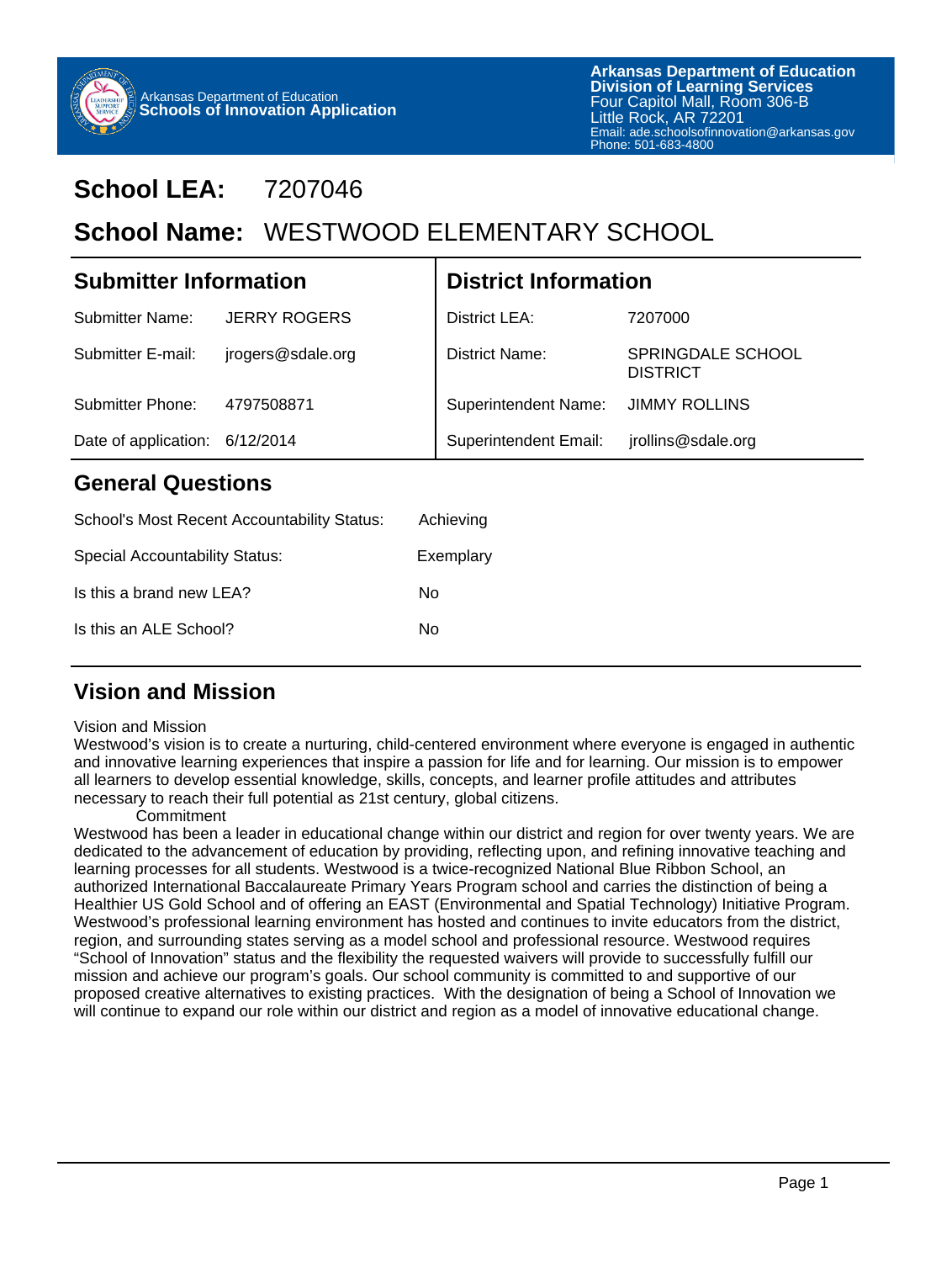Arkansas Department of Education
**Schools of Innovation Application**

**Arkansas Department of Education**
**Division of Learning Services**
Four Capitol Mall, Room 306-B
Little Rock, AR 72201
Email: ade.schoolsofinnovation@arkansas.gov
Phone: 501-683-4800

# School LEA: 7207046

# School Name: WESTWOOD ELEMENTARY SCHOOL

## Submitter Information

| | |
|---|---|
| Submitter Name: | JERRY ROGERS |
| Submitter E-mail: | jrogers@sdale.org |
| Submitter Phone: | 4797508871 |
| Date of application: | 6/12/2014 |

## District Information

| | |
|---|---|
| District LEA: | 7207000 |
| District Name: | SPRINGDALE SCHOOL DISTRICT |
| Superintendent Name: | JIMMY ROLLINS |
| Superintendent Email: | jrollins@sdale.org |

## General Questions

| | |
|---|---|
| School's Most Recent Accountability Status: | Achieving |
| Special Accountability Status: | Exemplary |
| Is this a brand new LEA? | No |
| Is this an ALE School? | No |

## Vision and Mission

Vision and Mission
Westwood's vision is to create a nurturing, child-centered environment where everyone is engaged in authentic and innovative learning experiences that inspire a passion for life and for learning. Our mission is to empower all learners to develop essential knowledge, skills, concepts, and learner profile attitudes and attributes necessary to reach their full potential as 21st century, global citizens.

Commitment
Westwood has been a leader in educational change within our district and region for over twenty years. We are dedicated to the advancement of education by providing, reflecting upon, and refining innovative teaching and learning processes for all students. Westwood is a twice-recognized National Blue Ribbon School, an authorized International Baccalaureate Primary Years Program school and carries the distinction of being a Healthier US Gold School and of offering an EAST (Environmental and Spatial Technology) Initiative Program. Westwood's professional learning environment has hosted and continues to invite educators from the district, region, and surrounding states serving as a model school and professional resource. Westwood requires "School of Innovation" status and the flexibility the requested waivers will provide to successfully fulfill our mission and achieve our program's goals. Our school community is committed to and supportive of our proposed creative alternatives to existing practices. With the designation of being a School of Innovation we will continue to expand our role within our district and region as a model of innovative educational change.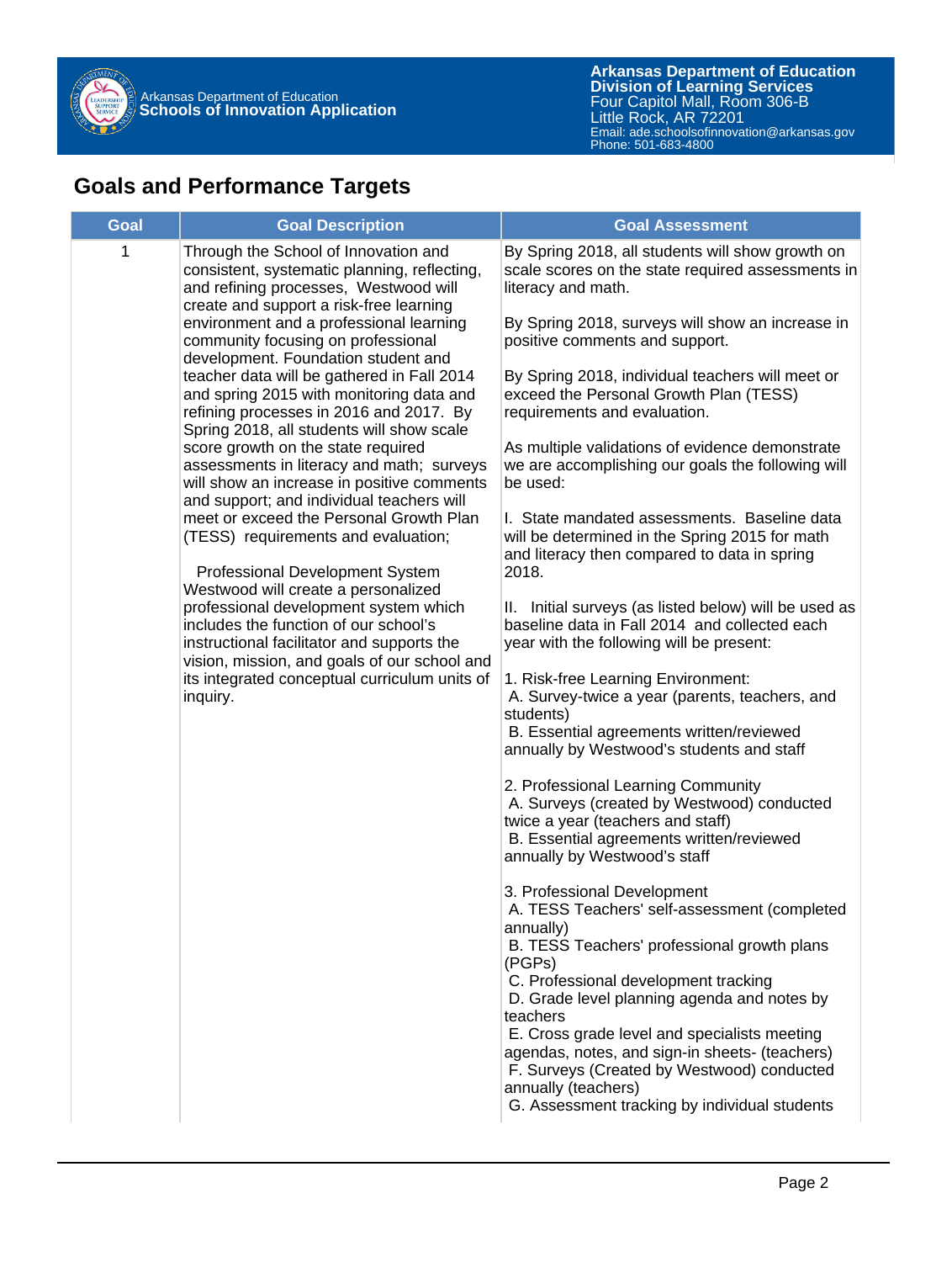## Goals and Performance Targets

| Goal | Goal Description | Goal Assessment |
|---|---|---|
| 1 | Through the School of Innovation and consistent, systematic planning, reflecting, and refining processes, Westwood will create and support a risk-free learning environment and a professional learning community focusing on professional development. Foundation student and teacher data will be gathered in Fall 2014 and spring 2015 with monitoring data and refining processes in 2016 and 2017. By Spring 2018, all students will show scale score growth on the state required assessments in literacy and math; surveys will show an increase in positive comments and support; and individual teachers will meet or exceed the Personal Growth Plan (TESS) requirements and evaluation;<br><br>Professional Development System Westwood will create a personalized professional development system which includes the function of our school's instructional facilitator and supports the vision, mission, and goals of our school and its integrated conceptual curriculum units of inquiry. | By Spring 2018, all students will show growth on scale scores on the state required assessments in literacy and math.<br><br>By Spring 2018, surveys will show an increase in positive comments and support.<br><br>By Spring 2018, individual teachers will meet or exceed the Personal Growth Plan (TESS) requirements and evaluation.<br><br>As multiple validations of evidence demonstrate we are accomplishing our goals the following will be used:<br><br>I. State mandated assessments. Baseline data will be determined in the Spring 2015 for math and literacy then compared to data in spring 2018.<br><br>II. Initial surveys (as listed below) will be used as baseline data in Fall 2014 and collected each year with the following will be present:<br><br>1. Risk-free Learning Environment:<br>A. Survey-twice a year (parents, teachers, and students)<br>B. Essential agreements written/reviewed annually by Westwood's students and staff<br><br>2. Professional Learning Community<br>A. Surveys (created by Westwood) conducted twice a year (teachers and staff)<br>B. Essential agreements written/reviewed annually by Westwood's staff<br><br>3. Professional Development<br>A. TESS Teachers' self-assessment (completed annually)<br>B. TESS Teachers' professional growth plans (PGPs)<br>C. Professional development tracking<br>D. Grade level planning agenda and notes by teachers<br>E. Cross grade level and specialists meeting agendas, notes, and sign-in sheets- (teachers)<br>F. Surveys (Created by Westwood) conducted annually (teachers)<br>G. Assessment tracking by individual students |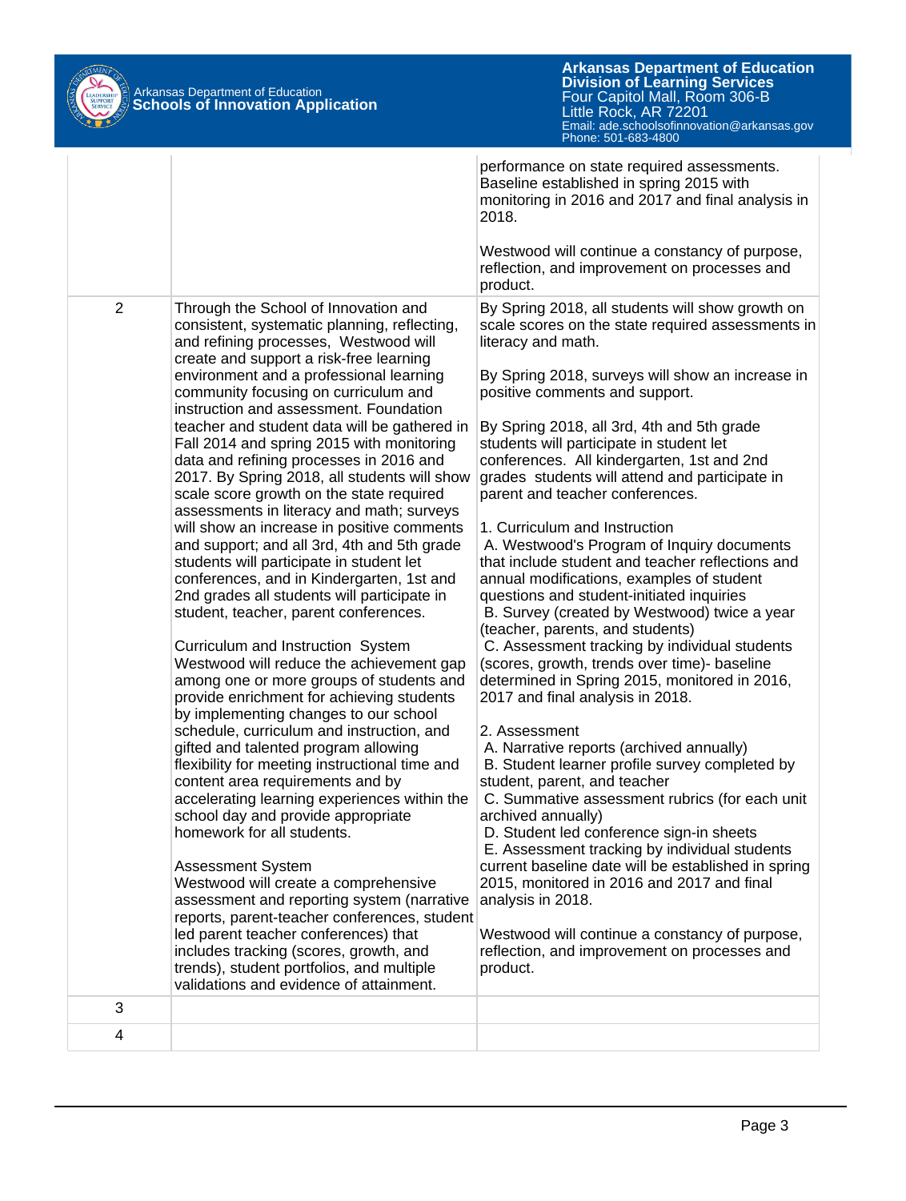| | | |
|---|---|---|
| | | performance on state required assessments. Baseline established in spring 2015 with monitoring in 2016 and 2017 and final analysis in 2018.<br><br>Westwood will continue a constancy of purpose, reflection, and improvement on processes and product. |
| 2 | Through the School of Innovation and consistent, systematic planning, reflecting, and refining processes, Westwood will create and support a risk-free learning environment and a professional learning community focusing on curriculum and instruction and assessment. Foundation teacher and student data will be gathered in Fall 2014 and spring 2015 with monitoring data and refining processes in 2016 and 2017. By Spring 2018, all students will show scale score growth on the state required assessments in literacy and math; surveys will show an increase in positive comments and support; and all 3rd, 4th and 5th grade students will participate in student let conferences, and in Kindergarten, 1st and 2nd grades all students will participate in student, teacher, parent conferences.<br><br>Curriculum and Instruction System<br>Westwood will reduce the achievement gap among one or more groups of students and provide enrichment for achieving students by implementing changes to our school schedule, curriculum and instruction, and gifted and talented program allowing flexibility for meeting instructional time and content area requirements and by accelerating learning experiences within the school day and provide appropriate homework for all students.<br><br>Assessment System<br>Westwood will create a comprehensive assessment and reporting system (narrative reports, parent-teacher conferences, student led parent teacher conferences) that includes tracking (scores, growth, and trends), student portfolios, and multiple validations and evidence of attainment. | By Spring 2018, all students will show growth on scale scores on the state required assessments in literacy and math.<br><br>By Spring 2018, surveys will show an increase in positive comments and support.<br><br>By Spring 2018, all 3rd, 4th and 5th grade students will participate in student let conferences. All kindergarten, 1st and 2nd grades students will attend and participate in parent and teacher conferences.<br><br>1. Curriculum and Instruction<br>A. Westwood's Program of Inquiry documents that include student and teacher reflections and annual modifications, examples of student questions and student-initiated inquiries<br>B. Survey (created by Westwood) twice a year (teacher, parents, and students)<br>C. Assessment tracking by individual students (scores, growth, trends over time)- baseline determined in Spring 2015, monitored in 2016, 2017 and final analysis in 2018.<br><br>2. Assessment<br>A. Narrative reports (archived annually)<br>B. Student learner profile survey completed by student, parent, and teacher<br>C. Summative assessment rubrics (for each unit archived annually)<br>D. Student led conference sign-in sheets<br>E. Assessment tracking by individual students current baseline date will be established in spring 2015, monitored in 2016 and 2017 and final analysis in 2018.<br><br>Westwood will continue a constancy of purpose, reflection, and improvement on processes and product. |
| 3 | | |
| 4 | | |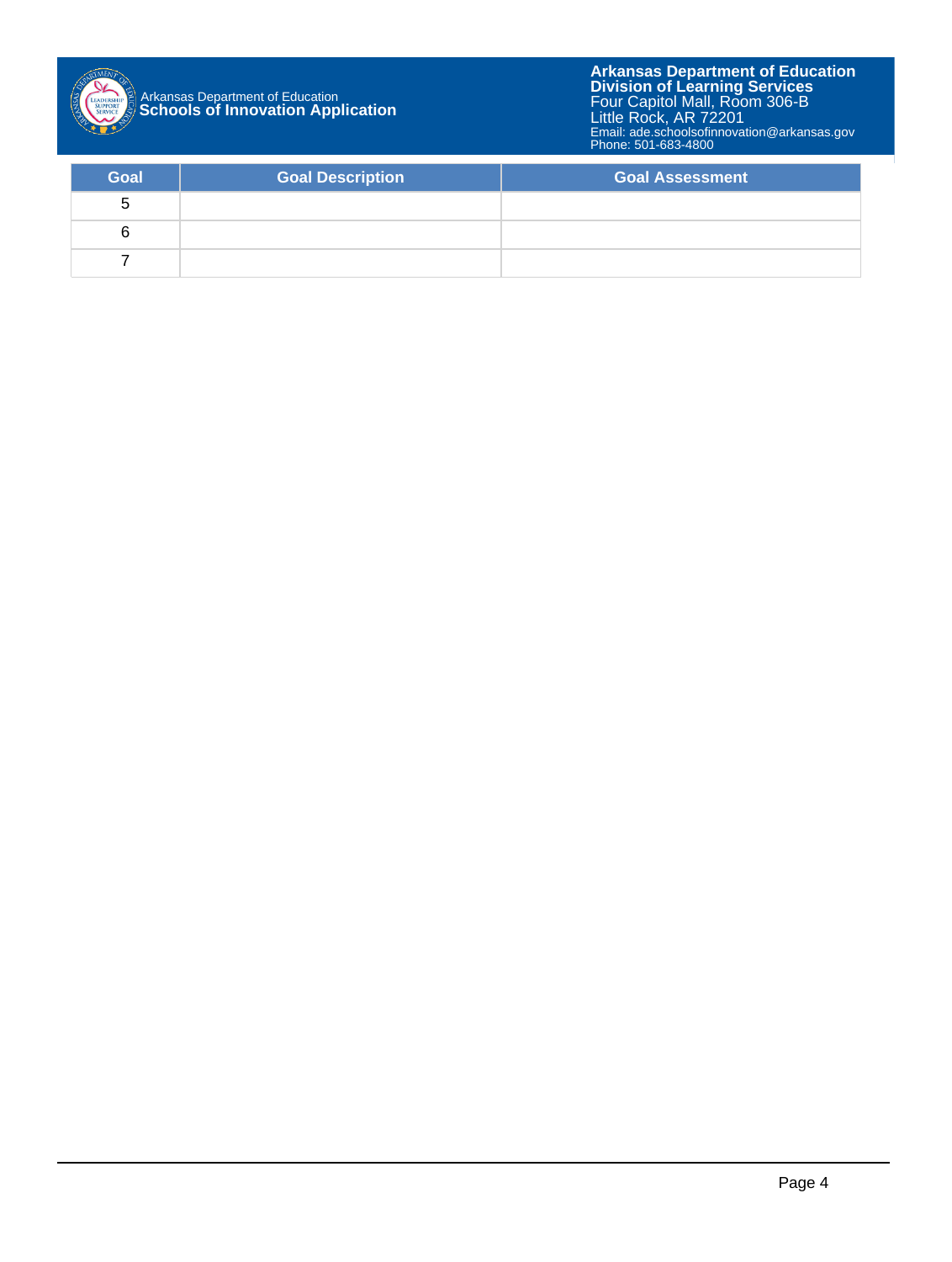| Goal | Goal Description | Goal Assessment |
| --- | --- | --- |
| 5 | | |
| 6 | | |
| 7 | | |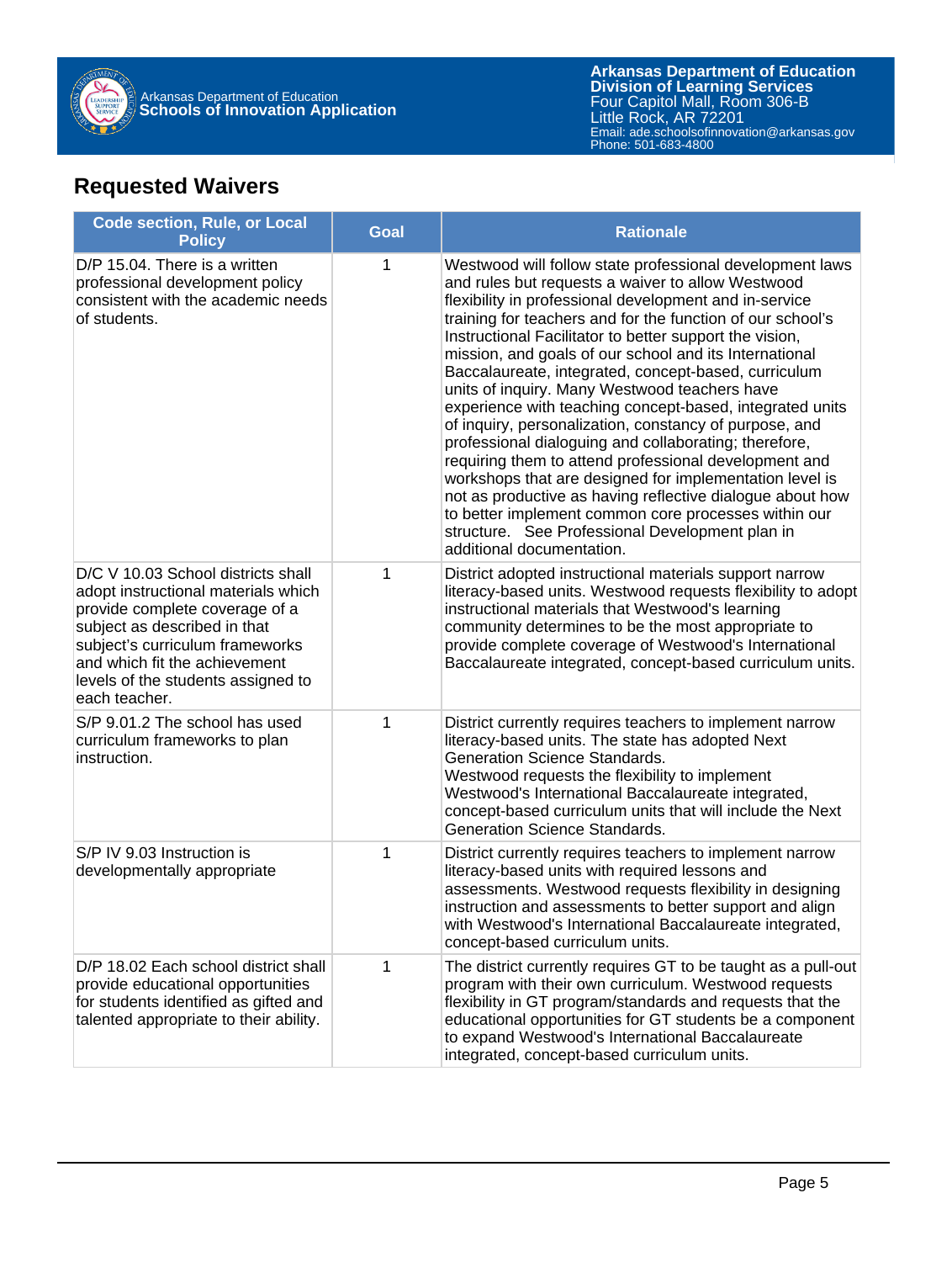## Requested Waivers

| Code section, Rule, or Local Policy | Goal | Rationale |
|---|---|---|
| D/P 15.04. There is a written professional development policy consistent with the academic needs of students. | 1 | Westwood will follow state professional development laws and rules but requests a waiver to allow Westwood flexibility in professional development and in-service training for teachers and for the function of our school's Instructional Facilitator to better support the vision, mission, and goals of our school and its International Baccalaureate, integrated, concept-based, curriculum units of inquiry. Many Westwood teachers have experience with teaching concept-based, integrated units of inquiry, personalization, constancy of purpose, and professional dialoguing and collaborating; therefore, requiring them to attend professional development and workshops that are designed for implementation level is not as productive as having reflective dialogue about how to better implement common core processes within our structure. See Professional Development plan in additional documentation. |
| D/C V 10.03 School districts shall adopt instructional materials which provide complete coverage of a subject as described in that subject's curriculum frameworks and which fit the achievement levels of the students assigned to each teacher. | 1 | District adopted instructional materials support narrow literacy-based units. Westwood requests flexibility to adopt instructional materials that Westwood's learning community determines to be the most appropriate to provide complete coverage of Westwood's International Baccalaureate integrated, concept-based curriculum units. |
| S/P 9.01.2 The school has used curriculum frameworks to plan instruction. | 1 | District currently requires teachers to implement narrow literacy-based units. The state has adopted Next Generation Science Standards.<br>Westwood requests the flexibility to implement Westwood's International Baccalaureate integrated, concept-based curriculum units that will include the Next Generation Science Standards. |
| S/P IV 9.03 Instruction is developmentally appropriate | 1 | District currently requires teachers to implement narrow literacy-based units with required lessons and assessments. Westwood requests flexibility in designing instruction and assessments to better support and align with Westwood's International Baccalaureate integrated, concept-based curriculum units. |
| D/P 18.02 Each school district shall provide educational opportunities for students identified as gifted and talented appropriate to their ability. | 1 | The district currently requires GT to be taught as a pull-out program with their own curriculum. Westwood requests flexibility in GT program/standards and requests that the educational opportunities for GT students be a component to expand Westwood's International Baccalaureate integrated, concept-based curriculum units. |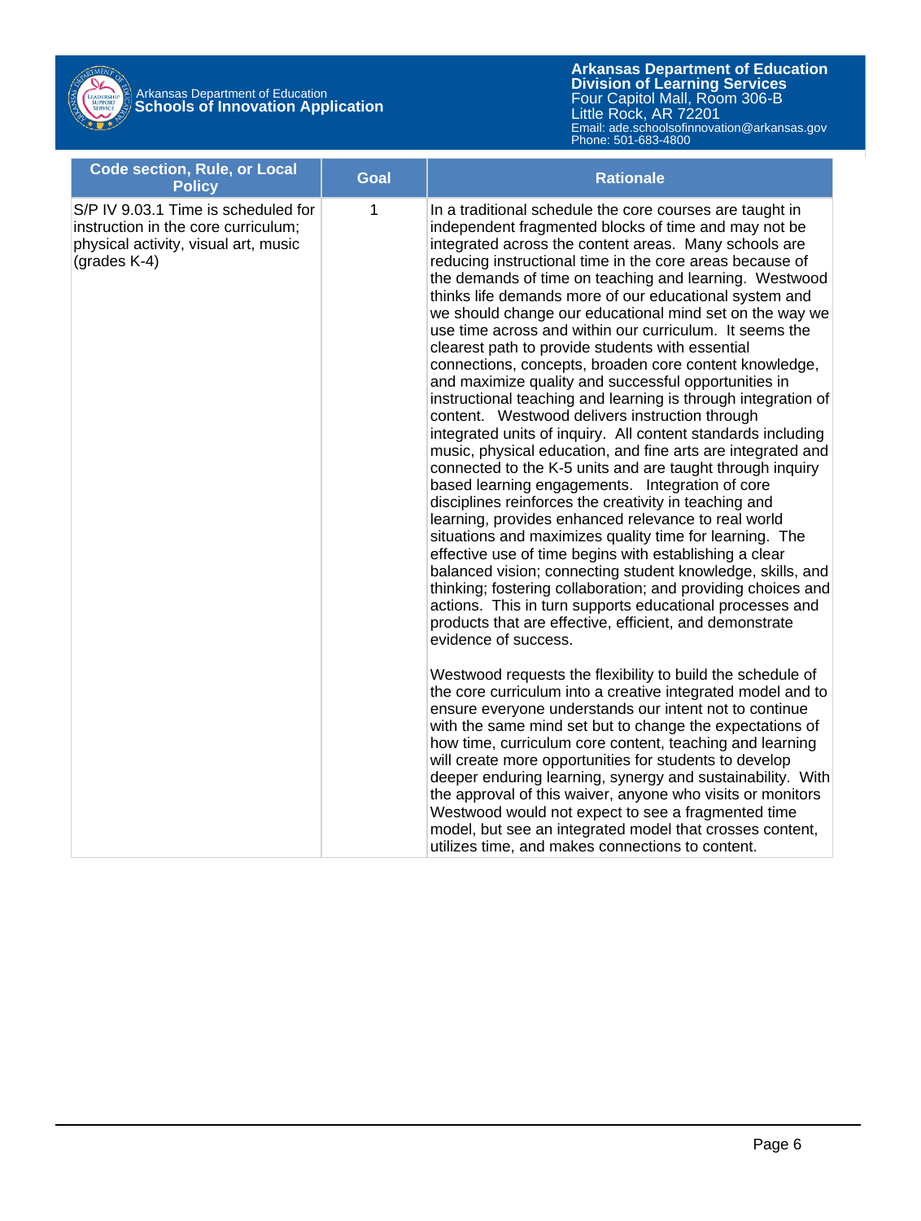| Code section, Rule, or Local Policy | Goal | Rationale |
| --- | --- | --- |
| S/P IV 9.03.1 Time is scheduled for instruction in the core curriculum; physical activity, visual art, music (grades K-4) | 1 | In a traditional schedule the core courses are taught in independent fragmented blocks of time and may not be integrated across the content areas. Many schools are reducing instructional time in the core areas because of the demands of time on teaching and learning. Westwood thinks life demands more of our educational system and we should change our educational mind set on the way we use time across and within our curriculum. It seems the clearest path to provide students with essential connections, concepts, broaden core content knowledge, and maximize quality and successful opportunities in instructional teaching and learning is through integration of content. Westwood delivers instruction through integrated units of inquiry. All content standards including music, physical education, and fine arts are integrated and connected to the K-5 units and are taught through inquiry based learning engagements. Integration of core disciplines reinforces the creativity in teaching and learning, provides enhanced relevance to real world situations and maximizes quality time for learning. The effective use of time begins with establishing a clear balanced vision; connecting student knowledge, skills, and thinking; fostering collaboration; and providing choices and actions. This in turn supports educational processes and products that are effective, efficient, and demonstrate evidence of success.<br><br>Westwood requests the flexibility to build the schedule of the core curriculum into a creative integrated model and to ensure everyone understands our intent not to continue with the same mind set but to change the expectations of how time, curriculum core content, teaching and learning will create more opportunities for students to develop deeper enduring learning, synergy and sustainability. With the approval of this waiver, anyone who visits or monitors Westwood would not expect to see a fragmented time model, but see an integrated model that crosses content, utilizes time, and makes connections to content. |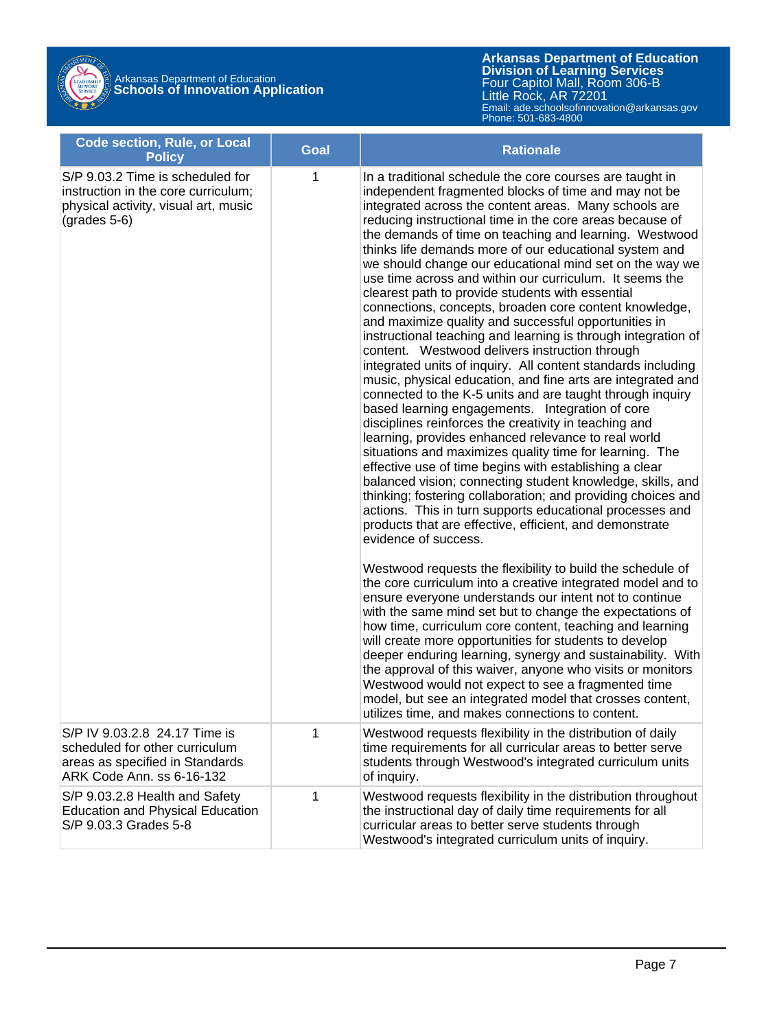| Code section, Rule, or Local Policy | Goal | Rationale |
|---|---|---|
| S/P 9.03.2 Time is scheduled for instruction in the core curriculum; physical activity, visual art, music (grades 5-6) | 1 | In a traditional schedule the core courses are taught in independent fragmented blocks of time and may not be integrated across the content areas. Many schools are reducing instructional time in the core areas because of the demands of time on teaching and learning. Westwood thinks life demands more of our educational system and we should change our educational mind set on the way we use time across and within our curriculum. It seems the clearest path to provide students with essential connections, concepts, broaden core content knowledge, and maximize quality and successful opportunities in instructional teaching and learning is through integration of content. Westwood delivers instruction through integrated units of inquiry. All content standards including music, physical education, and fine arts are integrated and connected to the K-5 units and are taught through inquiry based learning engagements. Integration of core disciplines reinforces the creativity in teaching and learning, provides enhanced relevance to real world situations and maximizes quality time for learning. The effective use of time begins with establishing a clear balanced vision; connecting student knowledge, skills, and thinking; fostering collaboration; and providing choices and actions. This in turn supports educational processes and products that are effective, efficient, and demonstrate evidence of success.<br><br>Westwood requests the flexibility to build the schedule of the core curriculum into a creative integrated model and to ensure everyone understands our intent not to continue with the same mind set but to change the expectations of how time, curriculum core content, teaching and learning will create more opportunities for students to develop deeper enduring learning, synergy and sustainability. With the approval of this waiver, anyone who visits or monitors Westwood would not expect to see a fragmented time model, but see an integrated model that crosses content, utilizes time, and makes connections to content. |
| S/P IV 9.03.2.8 24.17 Time is scheduled for other curriculum areas as specified in Standards ARK Code Ann. ss 6-16-132 | 1 | Westwood requests flexibility in the distribution of daily time requirements for all curricular areas to better serve students through Westwood's integrated curriculum units of inquiry. |
| S/P 9.03.2.8 Health and Safety Education and Physical Education S/P 9.03.3 Grades 5-8 | 1 | Westwood requests flexibility in the distribution throughout the instructional day of daily time requirements for all curricular areas to better serve students through Westwood's integrated curriculum units of inquiry. |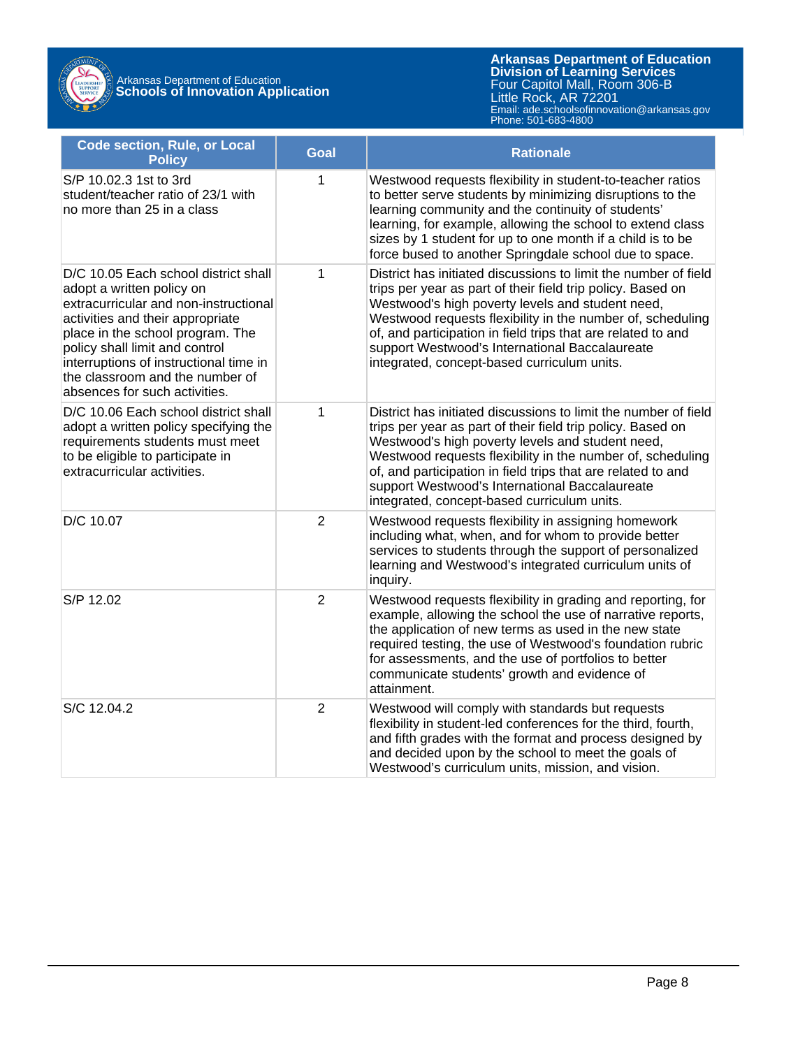| Code section, Rule, or Local Policy | Goal | Rationale |
|---|---|---|
| S/P 10.02.3 1st to 3rd student/teacher ratio of 23/1 with no more than 25 in a class | 1 | Westwood requests flexibility in student-to-teacher ratios to better serve students by minimizing disruptions to the learning community and the continuity of students' learning, for example, allowing the school to extend class sizes by 1 student for up to one month if a child is to be force bused to another Springdale school due to space. |
| D/C 10.05 Each school district shall adopt a written policy on extracurricular and non-instructional activities and their appropriate place in the school program. The policy shall limit and control interruptions of instructional time in the classroom and the number of absences for such activities. | 1 | District has initiated discussions to limit the number of field trips per year as part of their field trip policy. Based on Westwood's high poverty levels and student need, Westwood requests flexibility in the number of, scheduling of, and participation in field trips that are related to and support Westwood's International Baccalaureate integrated, concept-based curriculum units. |
| D/C 10.06 Each school district shall adopt a written policy specifying the requirements students must meet to be eligible to participate in extracurricular activities. | 1 | District has initiated discussions to limit the number of field trips per year as part of their field trip policy. Based on Westwood's high poverty levels and student need, Westwood requests flexibility in the number of, scheduling of, and participation in field trips that are related to and support Westwood's International Baccalaureate integrated, concept-based curriculum units. |
| D/C 10.07 | 2 | Westwood requests flexibility in assigning homework including what, when, and for whom to provide better services to students through the support of personalized learning and Westwood's integrated curriculum units of inquiry. |
| S/P 12.02 | 2 | Westwood requests flexibility in grading and reporting, for example, allowing the school the use of narrative reports, the application of new terms as used in the new state required testing, the use of Westwood's foundation rubric for assessments, and the use of portfolios to better communicate students' growth and evidence of attainment. |
| S/C 12.04.2 | 2 | Westwood will comply with standards but requests flexibility in student-led conferences for the third, fourth, and fifth grades with the format and process designed by and decided upon by the school to meet the goals of Westwood's curriculum units, mission, and vision. |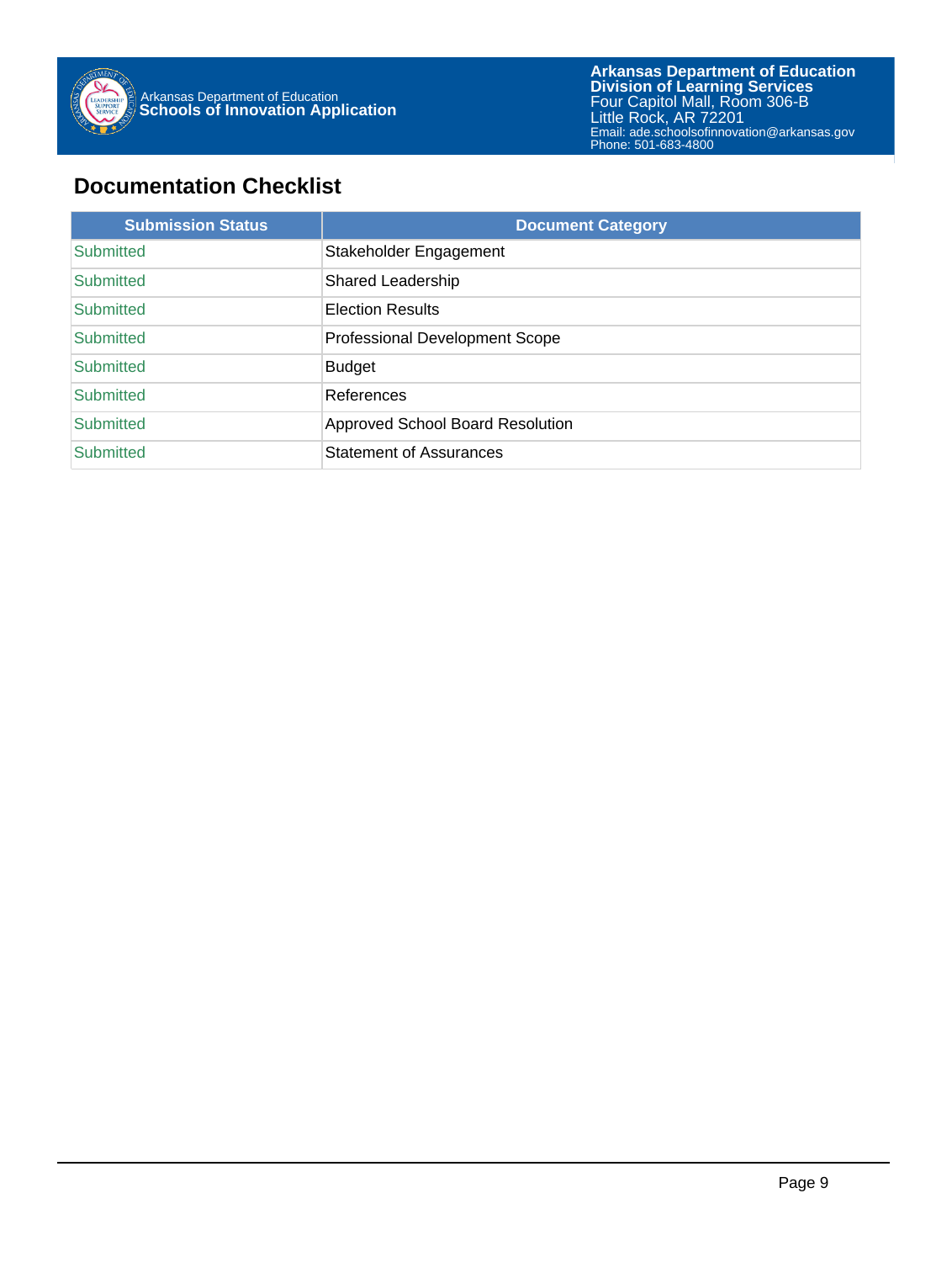## Documentation Checklist

| Submission Status | Document Category |
|---|---|
| Submitted | Stakeholder Engagement |
| Submitted | Shared Leadership |
| Submitted | Election Results |
| Submitted | Professional Development Scope |
| Submitted | Budget |
| Submitted | References |
| Submitted | Approved School Board Resolution |
| Submitted | Statement of Assurances |